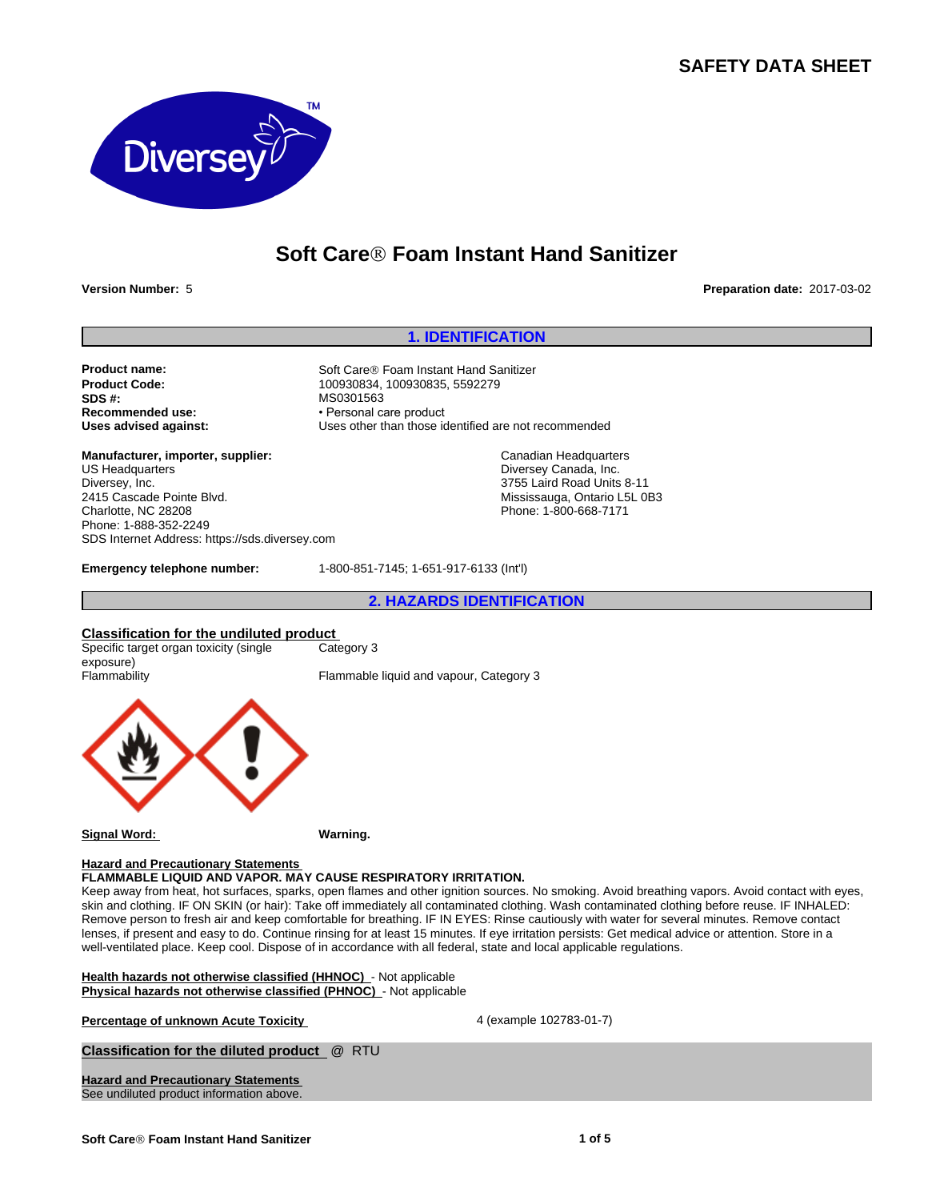# SAFETY DATA SHEET

# Soft Care® Foam Instant Hand Sanitizer

**Version Number:** 5

**Preparation date:** 2017-03-02

## 1. IDENTIFICATION

| | |
|---|---|
| **Product name:** | Soft Care® Foam Instant Hand Sanitizer |
| **Product Code:** | 100930834, 100930835, 5592279 |
| **SDS #:** | MS0301563 |
| **Recommended use:** | • Personal care product |
| **Uses advised against:** | Uses other than those identified are not recommended |

**Manufacturer, importer, supplier:**

US Headquarters
Diversey, Inc.
2415 Cascade Pointe Blvd.
Charlotte, NC 28208
Phone: 1-888-352-2249
SDS Internet Address: https://sds.diversey.com

Canadian Headquarters
Diversey Canada, Inc.
3755 Laird Road Units 8-11
Mississauga, Ontario L5L 0B3
Phone: 1-800-668-7171

**Emergency telephone number:** 1-800-851-7145; 1-651-917-6133 (Int'l)

## 2. HAZARDS IDENTIFICATION

**Classification for the undiluted product**

| | |
|---|---|
| Specific target organ toxicity (single exposure) | Category 3 |
| Flammability | Flammable liquid and vapour, Category 3 |

**Signal Word:** **Warning.**

**Hazard and Precautionary Statements**

**FLAMMABLE LIQUID AND VAPOR. MAY CAUSE RESPIRATORY IRRITATION.**

Keep away from heat, hot surfaces, sparks, open flames and other ignition sources. No smoking. Avoid breathing vapors. Avoid contact with eyes, skin and clothing. IF ON SKIN (or hair): Take off immediately all contaminated clothing. Wash contaminated clothing before reuse. IF INHALED: Remove person to fresh air and keep comfortable for breathing. IF IN EYES: Rinse cautiously with water for several minutes. Remove contact lenses, if present and easy to do. Continue rinsing for at least 15 minutes. If eye irritation persists: Get medical advice or attention. Store in a well-ventilated place. Keep cool. Dispose of in accordance with all federal, state and local applicable regulations.

**Health hazards not otherwise classified (HHNOC)** - Not applicable
**Physical hazards not otherwise classified (PHNOC)** - Not applicable

**Percentage of unknown Acute Toxicity** 4 (example 102783-01-7)

**Classification for the diluted product** @ RTU

**Hazard and Precautionary Statements**
See undiluted product information above.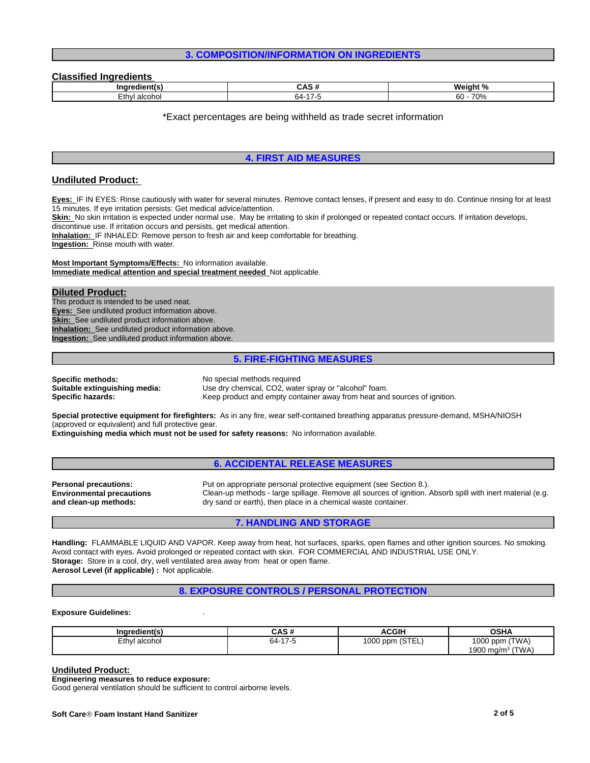## 3. COMPOSITION/INFORMATION ON INGREDIENTS

### Classified Ingredients

| Ingredient(s) | CAS # | Weight % |
|---|---|---|
| Ethyl alcohol | 64-17-5 | 60 - 70% |

*Exact percentages are being withheld as trade secret information

## 4. FIRST AID MEASURES

### Undiluted Product:

**Eyes:** IF IN EYES: Rinse cautiously with water for several minutes. Remove contact lenses, if present and easy to do. Continue rinsing for at least 15 minutes. If eye irritation persists: Get medical advice/attention.
**Skin:** No skin irritation is expected under normal use. May be irritating to skin if prolonged or repeated contact occurs. If irritation develops, discontinue use. If irritation occurs and persists, get medical attention.
**Inhalation:** IF INHALED: Remove person to fresh air and keep comfortable for breathing.
**Ingestion:** Rinse mouth with water.

**Most Important Symptoms/Effects:** No information available.
**Immediate medical attention and special treatment needed** Not applicable.

### Diluted Product:

This product is intended to be used neat.
**Eyes:** See undiluted product information above.
**Skin:** See undiluted product information above.
**Inhalation:** See undiluted product information above.
**Ingestion:** See undiluted product information above.

## 5. FIRE-FIGHTING MEASURES

**Specific methods:** No special methods required
**Suitable extinguishing media:** Use dry chemical, $CO_2$, water spray or "alcohol" foam.
**Specific hazards:** Keep product and empty container away from heat and sources of ignition.

**Special protective equipment for firefighters:** As in any fire, wear self-contained breathing apparatus pressure-demand, MSHA/NIOSH (approved or equivalent) and full protective gear.
**Extinguishing media which must not be used for safety reasons:** No information available.

## 6. ACCIDENTAL RELEASE MEASURES

**Personal precautions:** Put on appropriate personal protective equipment (see Section 8.).
**Environmental precautions and clean-up methods:** Clean-up methods - large spillage. Remove all sources of ignition. Absorb spill with inert material (e.g. dry sand or earth), then place in a chemical waste container.

## 7. HANDLING AND STORAGE

**Handling:** FLAMMABLE LIQUID AND VAPOR. Keep away from heat, hot surfaces, sparks, open flames and other ignition sources. No smoking. Avoid contact with eyes. Avoid prolonged or repeated contact with skin. FOR COMMERCIAL AND INDUSTRIAL USE ONLY.
**Storage:** Store in a cool, dry, well ventilated area away from heat or open flame.
**Aerosol Level (if applicable) :** Not applicable.

## 8. EXPOSURE CONTROLS / PERSONAL PROTECTION

**Exposure Guidelines:** .

| Ingredient(s) | CAS # | ACGIH | OSHA |
|---|---|---|---|
| Ethyl alcohol | 64-17-5 | 1000 ppm (STEL) | 1000 ppm (TWA)<br>1900 mg/m$^3$ (TWA) |

### Undiluted Product:

**Engineering measures to reduce exposure:**
Good general ventilation should be sufficient to control airborne levels.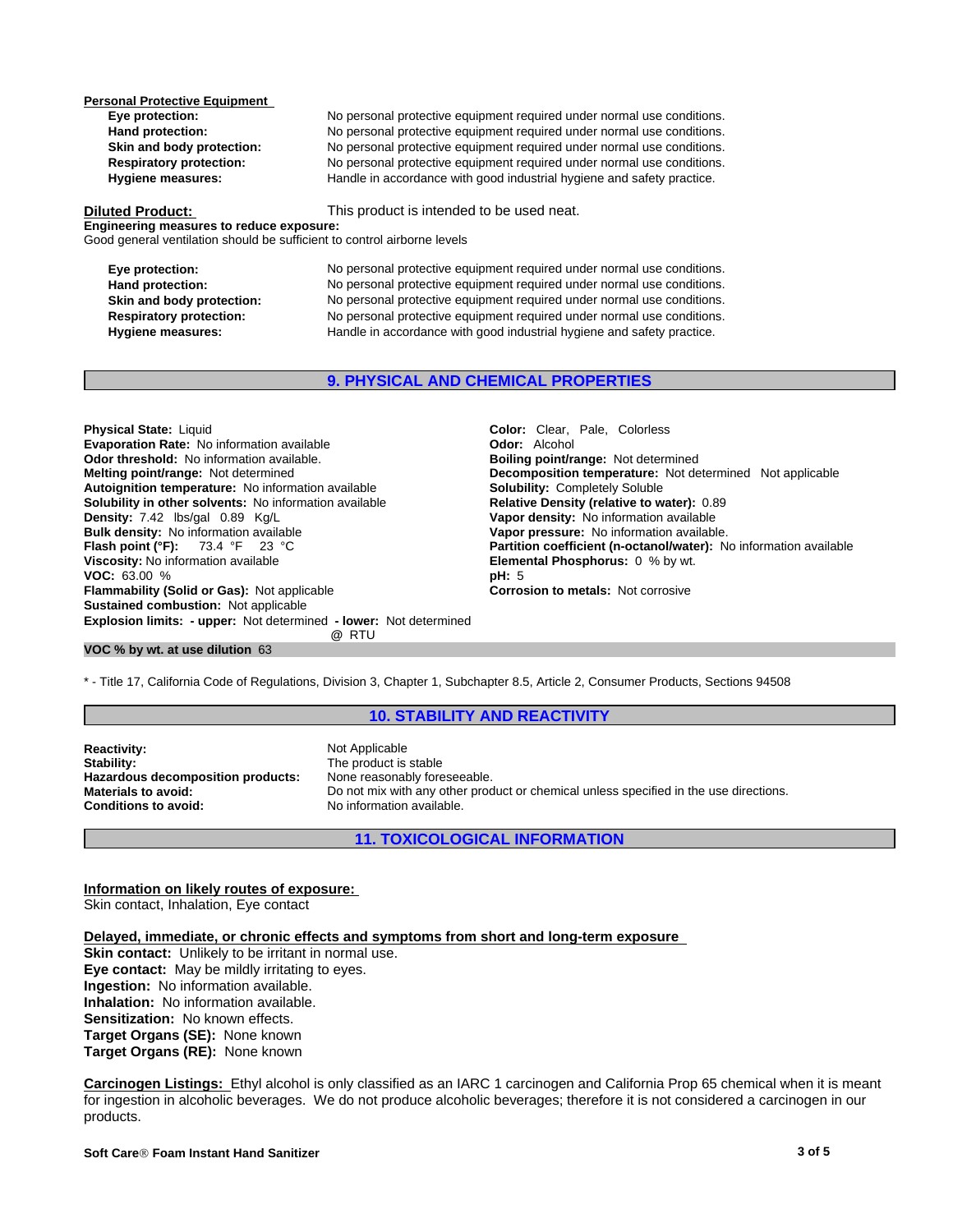**Personal Protective Equipment**

| | |
|---|---|
| **Eye protection:** | No personal protective equipment required under normal use conditions. |
| **Hand protection:** | No personal protective equipment required under normal use conditions. |
| **Skin and body protection:** | No personal protective equipment required under normal use conditions. |
| **Respiratory protection:** | No personal protective equipment required under normal use conditions. |
| **Hygiene measures:** | Handle in accordance with good industrial hygiene and safety practice. |

**Diluted Product:** This product is intended to be used neat.

**Engineering measures to reduce exposure:**
Good general ventilation should be sufficient to control airborne levels

| | |
|---|---|
| **Eye protection:** | No personal protective equipment required under normal use conditions. |
| **Hand protection:** | No personal protective equipment required under normal use conditions. |
| **Skin and body protection:** | No personal protective equipment required under normal use conditions. |
| **Respiratory protection:** | No personal protective equipment required under normal use conditions. |
| **Hygiene measures:** | Handle in accordance with good industrial hygiene and safety practice. |

## 9. PHYSICAL AND CHEMICAL PROPERTIES

**Physical State:** Liquid
**Evaporation Rate:** No information available
**Odor threshold:** No information available.
**Melting point/range:** Not determined
**Autoignition temperature:** No information available
**Solubility in other solvents:** No information available
**Density:** 7.42 lbs/gal 0.89 Kg/L
**Bulk density:** No information available
**Flash point (°F):** 73.4 °F 23 °C
**Viscosity:** No information available
**VOC:** 63.00 %
**Flammability (Solid or Gas):** Not applicable
**Sustained combustion:** Not applicable
**Explosion limits: - upper:** Not determined **- lower:** Not determined

**Color:** Clear, Pale, Colorless
**Odor:** Alcohol
**Boiling point/range:** Not determined
**Decomposition temperature:** Not determined Not applicable
**Solubility:** Completely Soluble
**Relative Density (relative to water):** 0.89
**Vapor density:** No information available
**Vapor pressure:** No information available.
**Partition coefficient (n-octanol/water):** No information available
**Elemental Phosphorus:** 0 % by wt.
**pH:** 5
**Corrosion to metals:** Not corrosive

@ RTU

**VOC % by wt. at use dilution** 63

* - Title 17, California Code of Regulations, Division 3, Chapter 1, Subchapter 8.5, Article 2, Consumer Products, Sections 94508

## 10. STABILITY AND REACTIVITY

| | |
|---|---|
| **Reactivity:** | Not Applicable |
| **Stability:** | The product is stable |
| **Hazardous decomposition products:** | None reasonably foreseeable. |
| **Materials to avoid:** | Do not mix with any other product or chemical unless specified in the use directions. |
| **Conditions to avoid:** | No information available. |

## 11. TOXICOLOGICAL INFORMATION

**Information on likely routes of exposure:**
Skin contact, Inhalation, Eye contact

**Delayed, immediate, or chronic effects and symptoms from short and long-term exposure**
**Skin contact:** Unlikely to be irritant in normal use.
**Eye contact:** May be mildly irritating to eyes.
**Ingestion:** No information available.
**Inhalation:** No information available.
**Sensitization:** No known effects.
**Target Organs (SE):** None known
**Target Organs (RE):** None known

**Carcinogen Listings:** Ethyl alcohol is only classified as an IARC 1 carcinogen and California Prop 65 chemical when it is meant for ingestion in alcoholic beverages. We do not produce alcoholic beverages; therefore it is not considered a carcinogen in our products.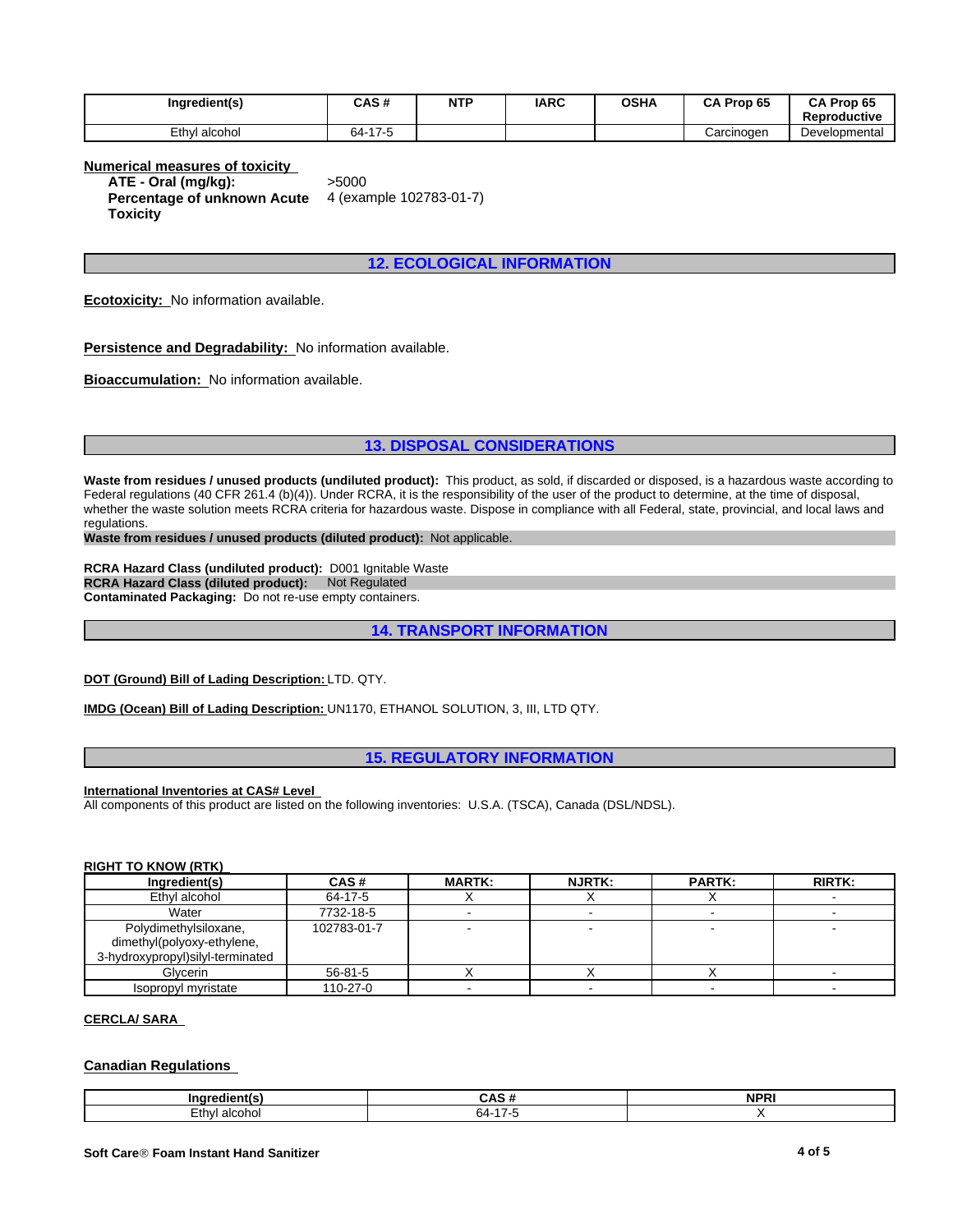| Ingredient(s) | CAS # | NTP | IARC | OSHA | CA Prop 65 | CA Prop 65 Reproductive |
|---|---|---|---|---|---|---|
| Ethyl alcohol | 64-17-5 | | | | Carcinogen | Developmental |

**Numerical measures of toxicity**

**ATE - Oral (mg/kg):** >5000
**Percentage of unknown Acute Toxicity** 4 (example 102783-01-7)

## 12. ECOLOGICAL INFORMATION

**Ecotoxicity:** No information available.

**Persistence and Degradability:** No information available.

**Bioaccumulation:** No information available.

## 13. DISPOSAL CONSIDERATIONS

**Waste from residues / unused products (undiluted product):** This product, as sold, if discarded or disposed, is a hazardous waste according to Federal regulations (40 CFR 261.4 (b)(4)). Under RCRA, it is the responsibility of the user of the product to determine, at the time of disposal, whether the waste solution meets RCRA criteria for hazardous waste. Dispose in compliance with all Federal, state, provincial, and local laws and regulations.
**Waste from residues / unused products (diluted product):** Not applicable.

**RCRA Hazard Class (undiluted product):** D001 Ignitable Waste
**RCRA Hazard Class (diluted product):** Not Regulated
**Contaminated Packaging:** Do not re-use empty containers.

## 14. TRANSPORT INFORMATION

**DOT (Ground) Bill of Lading Description:** LTD. QTY.

**IMDG (Ocean) Bill of Lading Description:** UN1170, ETHANOL SOLUTION, 3, III, LTD QTY.

## 15. REGULATORY INFORMATION

**International Inventories at CAS# Level**
All components of this product are listed on the following inventories: U.S.A. (TSCA), Canada (DSL/NDSL).

**RIGHT TO KNOW (RTK)**

| Ingredient(s) | CAS # | MARTK: | NJRTK: | PARTK: | RIRTK: |
|---|---|---|---|---|---|
| Ethyl alcohol | 64-17-5 | X | X | X | - |
| Water | 7732-18-5 | - | - | - | - |
| Polydimethylsiloxane, dimethyl(polyoxy-ethylene, 3-hydroxypropyl)silyl-terminated | 102783-01-7 | - | - | - | - |
| Glycerin | 56-81-5 | X | X | X | - |
| Isopropyl myristate | 110-27-0 | - | - | - | - |

**CERCLA/ SARA**

**Canadian Regulations**

| Ingredient(s) | CAS # | NPRI |
|---|---|---|
| Ethyl alcohol | 64-17-5 | X |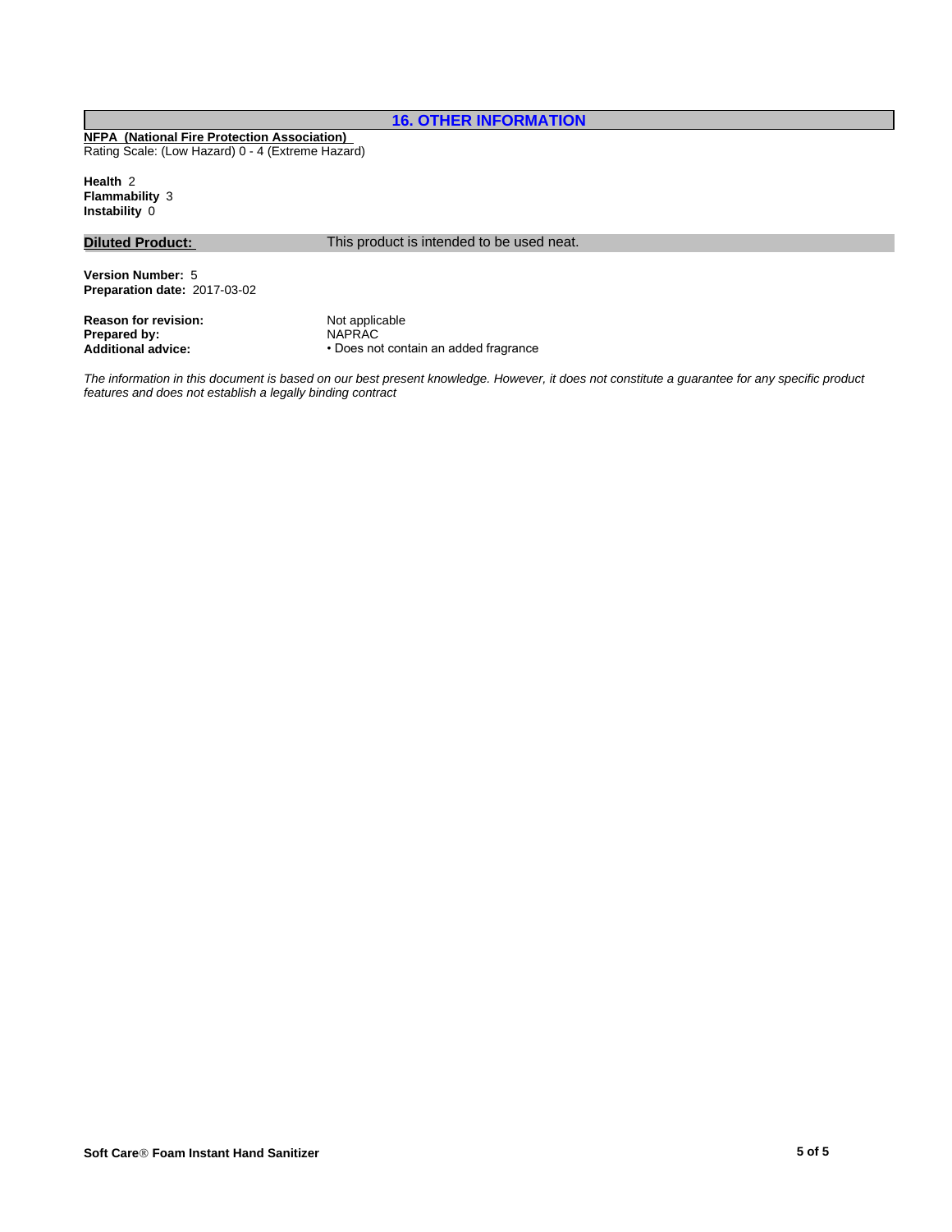## 16. OTHER INFORMATION

**NFPA (National Fire Protection Association)**
Rating Scale: (Low Hazard) 0 - 4 (Extreme Hazard)

**Health** 2
**Flammability** 3
**Instability** 0

**Diluted Product:** This product is intended to be used neat.

**Version Number:** 5
**Preparation date:** 2017-03-02

**Reason for revision:** Not applicable
**Prepared by:** NAPRAC
**Additional advice:** • Does not contain an added fragrance

*The information in this document is based on our best present knowledge. However, it does not constitute a guarantee for any specific product features and does not establish a legally binding contract*